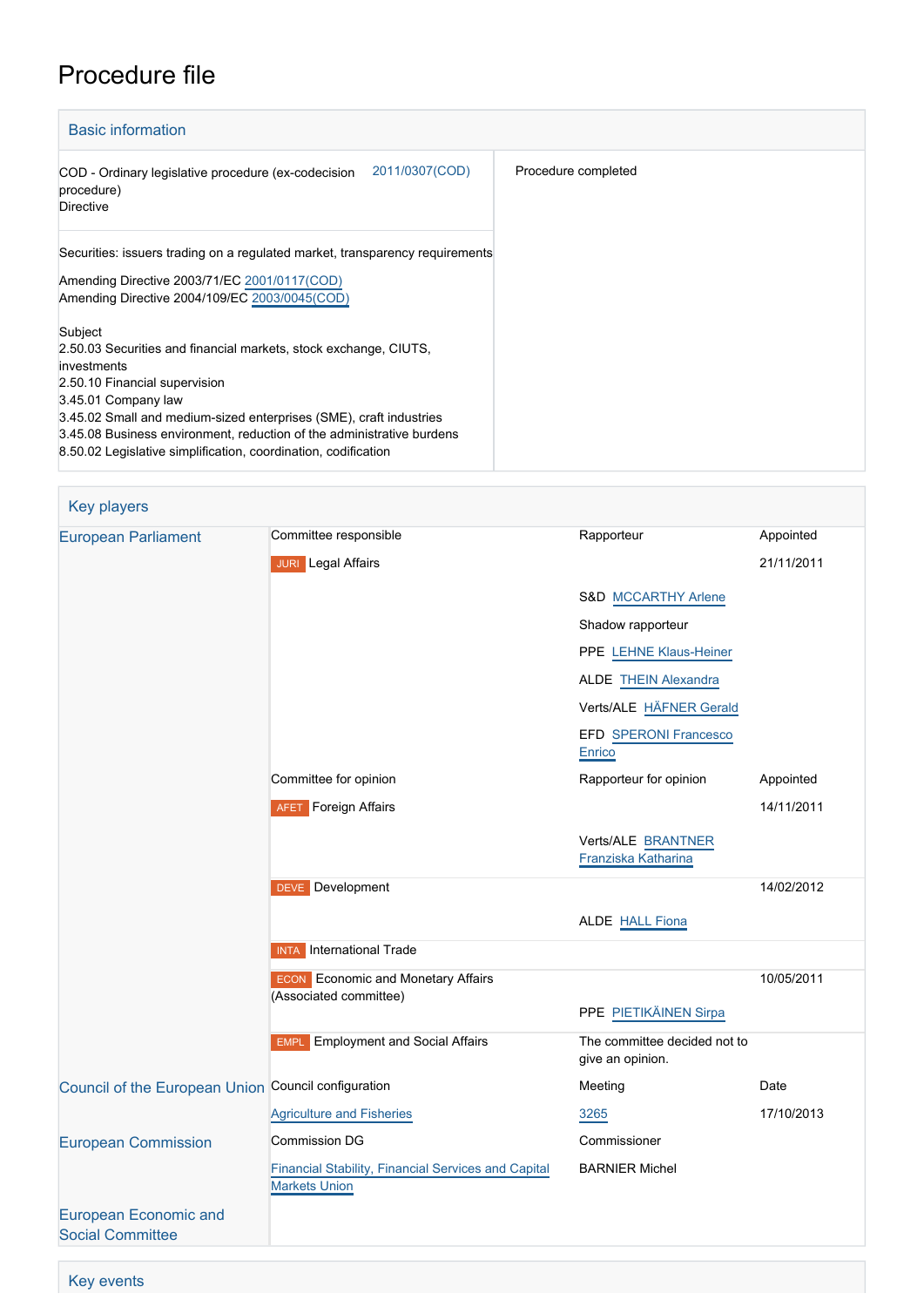# Procedure file

## Basic information

| | |
|---|---|
| COD - Ordinary legislative procedure (ex-codecision procedure)<br>Directive 2011/0307(COD) | Procedure completed |
| Securities: issuers trading on a regulated market, transparency requirements<br><br>Amending Directive 2003/71/EC 2001/0117(COD)<br>Amending Directive 2004/109/EC 2003/0045(COD)<br><br>Subject<br>2.50.03 Securities and financial markets, stock exchange, CIUTS, investments<br>2.50.10 Financial supervision<br>3.45.01 Company law<br>3.45.02 Small and medium-sized enterprises (SME), craft industries<br>3.45.08 Business environment, reduction of the administrative burdens<br>8.50.02 Legislative simplification, coordination, codification | |

## Key players

| | | | |
|---|---|---|---|
| European Parliament | Committee responsible | Rapporteur | Appointed |
| | JURI Legal Affairs | | 21/11/2011 |
| | | S&D MCCARTHY Arlene | |
| | | Shadow rapporteur | |
| | | PPE LEHNE Klaus-Heiner | |
| | | ALDE THEIN Alexandra | |
| | | Verts/ALE HÄFNER Gerald | |
| | | EFD SPERONI Francesco Enrico | |
| | Committee for opinion | Rapporteur for opinion | Appointed |
| | AFET Foreign Affairs | | 14/11/2011 |
| | | Verts/ALE BRANTNER Franziska Katharina | |
| | DEVE Development | | 14/02/2012 |
| | | ALDE HALL Fiona | |
| | INTA International Trade | | |
| | ECON Economic and Monetary Affairs (Associated committee) | | 10/05/2011 |
| | | PPE PIETIKÄINEN Sirpa | |
| | EMPL Employment and Social Affairs | The committee decided not to give an opinion. | |
| Council of the European Union | Council configuration | Meeting | Date |
| | Agriculture and Fisheries | 3265 | 17/10/2013 |
| European Commission | Commission DG | Commissioner | |
| | Financial Stability, Financial Services and Capital Markets Union | BARNIER Michel | |
| European Economic and Social Committee | | | |

## Key events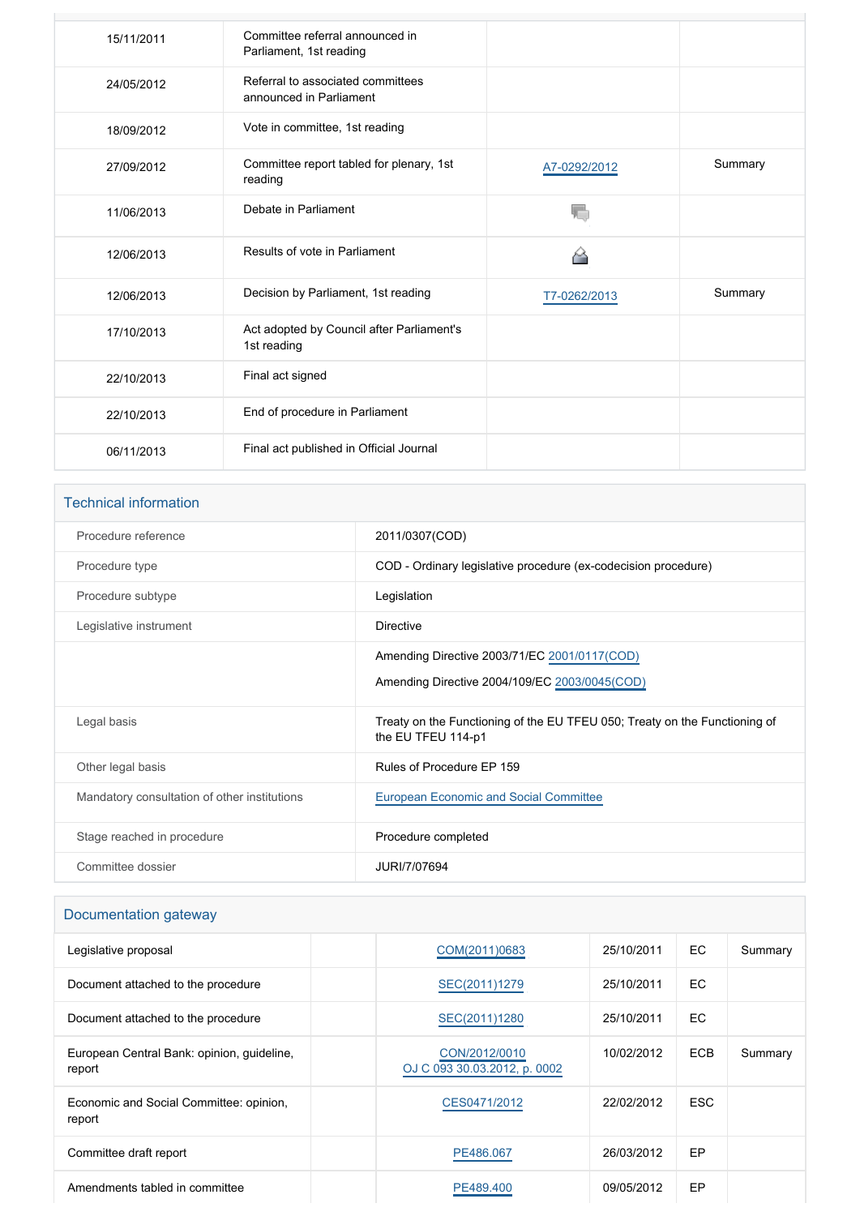| | | | |
|---|---|---|---|
| 15/11/2011 | Committee referral announced in Parliament, 1st reading | | |
| 24/05/2012 | Referral to associated committees announced in Parliament | | |
| 18/09/2012 | Vote in committee, 1st reading | | |
| 27/09/2012 | Committee report tabled for plenary, 1st reading | A7-0292/2012 | Summary |
| 11/06/2013 | Debate in Parliament | | |
| 12/06/2013 | Results of vote in Parliament | | |
| 12/06/2013 | Decision by Parliament, 1st reading | T7-0262/2013 | Summary |
| 17/10/2013 | Act adopted by Council after Parliament's 1st reading | | |
| 22/10/2013 | Final act signed | | |
| 22/10/2013 | End of procedure in Parliament | | |
| 06/11/2013 | Final act published in Official Journal | | |

## Technical information

| | |
|---|---|
| Procedure reference | 2011/0307(COD) |
| Procedure type | COD - Ordinary legislative procedure (ex-codecision procedure) |
| Procedure subtype | Legislation |
| Legislative instrument | Directive |
| | Amending Directive 2003/71/EC 2001/0117(COD)<br>Amending Directive 2004/109/EC 2003/0045(COD) |
| Legal basis | Treaty on the Functioning of the EU TFEU 050; Treaty on the Functioning of the EU TFEU 114-p1 |
| Other legal basis | Rules of Procedure EP 159 |
| Mandatory consultation of other institutions | European Economic and Social Committee |
| Stage reached in procedure | Procedure completed |
| Committee dossier | JURI/7/07694 |

## Documentation gateway

| | | | | | |
|---|---|---|---|---|---|
| Legislative proposal | | COM(2011)0683 | 25/10/2011 | EC | Summary |
| Document attached to the procedure | | SEC(2011)1279 | 25/10/2011 | EC | |
| Document attached to the procedure | | SEC(2011)1280 | 25/10/2011 | EC | |
| European Central Bank: opinion, guideline, report | | CON/2012/0010<br>OJ C 093 30.03.2012, p. 0002 | 10/02/2012 | ECB | Summary |
| Economic and Social Committee: opinion, report | | CES0471/2012 | 22/02/2012 | ESC | |
| Committee draft report | | PE486.067 | 26/03/2012 | EP | |
| Amendments tabled in committee | | PE489.400 | 09/05/2012 | EP | |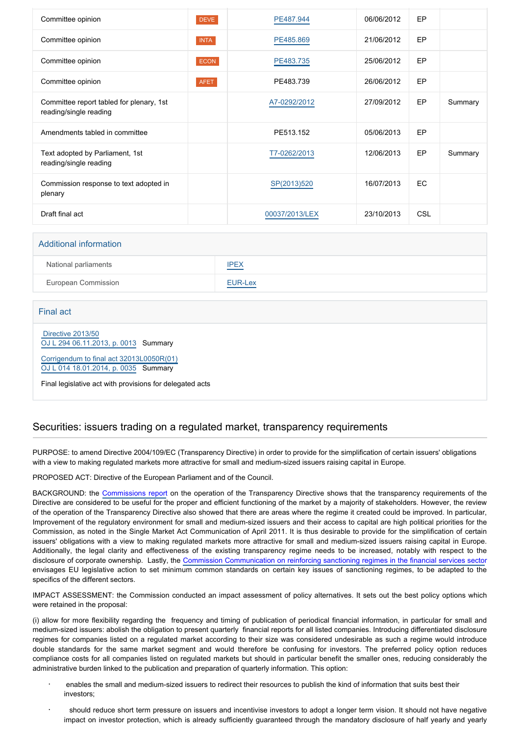| Committee opinion | DEVE | PE487.944 | 06/06/2012 | EP | |
|---|---|---|---|---|---|
| Committee opinion | INTA | PE485.869 | 21/06/2012 | EP | |
| Committee opinion | ECON | PE483.735 | 25/06/2012 | EP | |
| Committee opinion | AFET | PE483.739 | 26/06/2012 | EP | |
| Committee report tabled for plenary, 1st reading/single reading | | A7-0292/2012 | 27/09/2012 | EP | Summary |
| Amendments tabled in committee | | PE513.152 | 05/06/2013 | EP | |
| Text adopted by Parliament, 1st reading/single reading | | T7-0262/2013 | 12/06/2013 | EP | Summary |
| Commission response to text adopted in plenary | | SP(2013)520 | 16/07/2013 | EC | |
| Draft final act | | 00037/2013/LEX | 23/10/2013 | CSL | |

## Additional information

| National parliaments | IPEX |
|---|---|
| European Commission | EUR-Lex |

## Final act

Directive 2013/50
OJ L 294 06.11.2013, p. 0013 Summary

Corrigendum to final act 32013L0050R(01)
OJ L 014 18.01.2014, p. 0035 Summary

Final legislative act with provisions for delegated acts

## Securities: issuers trading on a regulated market, transparency requirements

PURPOSE: to amend Directive 2004/109/EC (Transparency Directive) in order to provide for the simplification of certain issuers' obligations with a view to making regulated markets more attractive for small and medium-sized issuers raising capital in Europe.

PROPOSED ACT: Directive of the European Parliament and of the Council.

BACKGROUND: the Commissions report on the operation of the Transparency Directive shows that the transparency requirements of the Directive are considered to be useful for the proper and efficient functioning of the market by a majority of stakeholders. However, the review of the operation of the Transparency Directive also showed that there are areas where the regime it created could be improved. In particular, Improvement of the regulatory environment for small and medium-sized issuers and their access to capital are high political priorities for the Commission, as noted in the Single Market Act Communication of April 2011. It is thus desirable to provide for the simplification of certain issuers' obligations with a view to making regulated markets more attractive for small and medium-sized issuers raising capital in Europe. Additionally, the legal clarity and effectiveness of the existing transparency regime needs to be increased, notably with respect to the disclosure of corporate ownership. Lastly, the Commission Communication on reinforcing sanctioning regimes in the financial services sector envisages EU legislative action to set minimum common standards on certain key issues of sanctioning regimes, to be adapted to the specifics of the different sectors.

IMPACT ASSESSMENT: the Commission conducted an impact assessment of policy alternatives. It sets out the best policy options which were retained in the proposal:

(i) allow for more flexibility regarding the frequency and timing of publication of periodical financial information, in particular for small and medium-sized issuers: abolish the obligation to present quarterly financial reports for all listed companies. Introducing differentiated disclosure regimes for companies listed on a regulated market according to their size was considered undesirable as such a regime would introduce double standards for the same market segment and would therefore be confusing for investors. The preferred policy option reduces compliance costs for all companies listed on regulated markets but should in particular benefit the smaller ones, reducing considerably the administrative burden linked to the publication and preparation of quarterly information. This option:

- enables the small and medium-sized issuers to redirect their resources to publish the kind of information that suits best their investors;
- should reduce short term pressure on issuers and incentivise investors to adopt a longer term vision. It should not have negative impact on investor protection, which is already sufficiently guaranteed through the mandatory disclosure of half yearly and yearly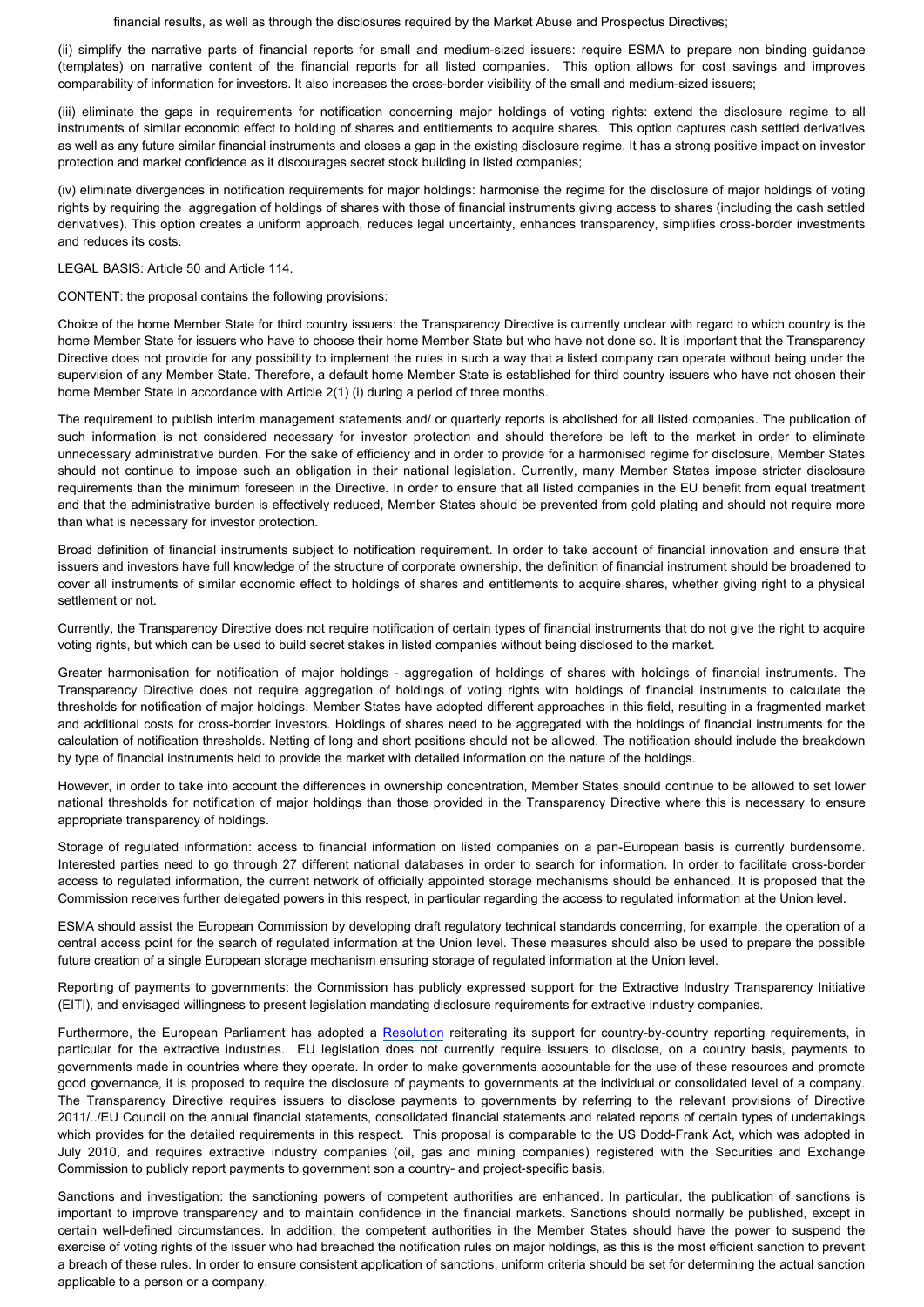financial results, as well as through the disclosures required by the Market Abuse and Prospectus Directives;

(ii) simplify the narrative parts of financial reports for small and medium-sized issuers: require ESMA to prepare non binding guidance (templates) on narrative content of the financial reports for all listed companies. This option allows for cost savings and improves comparability of information for investors. It also increases the cross-border visibility of the small and medium-sized issuers;

(iii) eliminate the gaps in requirements for notification concerning major holdings of voting rights: extend the disclosure regime to all instruments of similar economic effect to holding of shares and entitlements to acquire shares. This option captures cash settled derivatives as well as any future similar financial instruments and closes a gap in the existing disclosure regime. It has a strong positive impact on investor protection and market confidence as it discourages secret stock building in listed companies;

(iv) eliminate divergences in notification requirements for major holdings: harmonise the regime for the disclosure of major holdings of voting rights by requiring the aggregation of holdings of shares with those of financial instruments giving access to shares (including the cash settled derivatives). This option creates a uniform approach, reduces legal uncertainty, enhances transparency, simplifies cross-border investments and reduces its costs.

LEGAL BASIS: Article 50 and Article 114.

CONTENT: the proposal contains the following provisions:

Choice of the home Member State for third country issuers: the Transparency Directive is currently unclear with regard to which country is the home Member State for issuers who have to choose their home Member State but who have not done so. It is important that the Transparency Directive does not provide for any possibility to implement the rules in such a way that a listed company can operate without being under the supervision of any Member State. Therefore, a default home Member State is established for third country issuers who have not chosen their home Member State in accordance with Article 2(1) (i) during a period of three months.

The requirement to publish interim management statements and/ or quarterly reports is abolished for all listed companies. The publication of such information is not considered necessary for investor protection and should therefore be left to the market in order to eliminate unnecessary administrative burden. For the sake of efficiency and in order to provide for a harmonised regime for disclosure, Member States should not continue to impose such an obligation in their national legislation. Currently, many Member States impose stricter disclosure requirements than the minimum foreseen in the Directive. In order to ensure that all listed companies in the EU benefit from equal treatment and that the administrative burden is effectively reduced, Member States should be prevented from gold plating and should not require more than what is necessary for investor protection.

Broad definition of financial instruments subject to notification requirement. In order to take account of financial innovation and ensure that issuers and investors have full knowledge of the structure of corporate ownership, the definition of financial instrument should be broadened to cover all instruments of similar economic effect to holdings of shares and entitlements to acquire shares, whether giving right to a physical settlement or not.

Currently, the Transparency Directive does not require notification of certain types of financial instruments that do not give the right to acquire voting rights, but which can be used to build secret stakes in listed companies without being disclosed to the market.

Greater harmonisation for notification of major holdings - aggregation of holdings of shares with holdings of financial instruments. The Transparency Directive does not require aggregation of holdings of voting rights with holdings of financial instruments to calculate the thresholds for notification of major holdings. Member States have adopted different approaches in this field, resulting in a fragmented market and additional costs for cross-border investors. Holdings of shares need to be aggregated with the holdings of financial instruments for the calculation of notification thresholds. Netting of long and short positions should not be allowed. The notification should include the breakdown by type of financial instruments held to provide the market with detailed information on the nature of the holdings.

However, in order to take into account the differences in ownership concentration, Member States should continue to be allowed to set lower national thresholds for notification of major holdings than those provided in the Transparency Directive where this is necessary to ensure appropriate transparency of holdings.

Storage of regulated information: access to financial information on listed companies on a pan-European basis is currently burdensome. Interested parties need to go through 27 different national databases in order to search for information. In order to facilitate cross-border access to regulated information, the current network of officially appointed storage mechanisms should be enhanced. It is proposed that the Commission receives further delegated powers in this respect, in particular regarding the access to regulated information at the Union level.

ESMA should assist the European Commission by developing draft regulatory technical standards concerning, for example, the operation of a central access point for the search of regulated information at the Union level. These measures should also be used to prepare the possible future creation of a single European storage mechanism ensuring storage of regulated information at the Union level.

Reporting of payments to governments: the Commission has publicly expressed support for the Extractive Industry Transparency Initiative (EITI), and expressed willingness to present legislation mandating disclosure requirements for extractive industry companies.

Furthermore, the European Parliament has adopted a Resolution reiterating its support for country-by-country reporting requirements, in particular for the extractive industries. EU legislation does not currently require issuers to disclose, on a country basis, payments to governments made in countries where they operate. In order to make governments accountable for the use of these resources and promote good governance, it is proposed to require the disclosure of payments to governments at the individual or consolidated level of a company. The Transparency Directive requires issuers to disclose payments to governments by referring to the relevant provisions of Directive 2011/../EU Council on the annual financial statements, consolidated financial statements and related reports of certain types of undertakings which provides for the detailed requirements in this respect. This proposal is comparable to the US Dodd-Frank Act, which was adopted in July 2010, and requires extractive industry companies (oil, gas and mining companies) registered with the Securities and Exchange Commission to publicly report payments to government son a country- and project-specific basis.

Sanctions and investigation: the sanctioning powers of competent authorities are enhanced. In particular, the publication of sanctions is important to improve transparency and to maintain confidence in the financial markets. Sanctions should normally be published, except in certain well-defined circumstances. In addition, the competent authorities in the Member States should have the power to suspend the exercise of voting rights of the issuer who had breached the notification rules on major holdings, as this is the most efficient sanction to prevent a breach of these rules. In order to ensure consistent application of sanctions, uniform criteria should be set for determining the actual sanction applicable to a person or a company.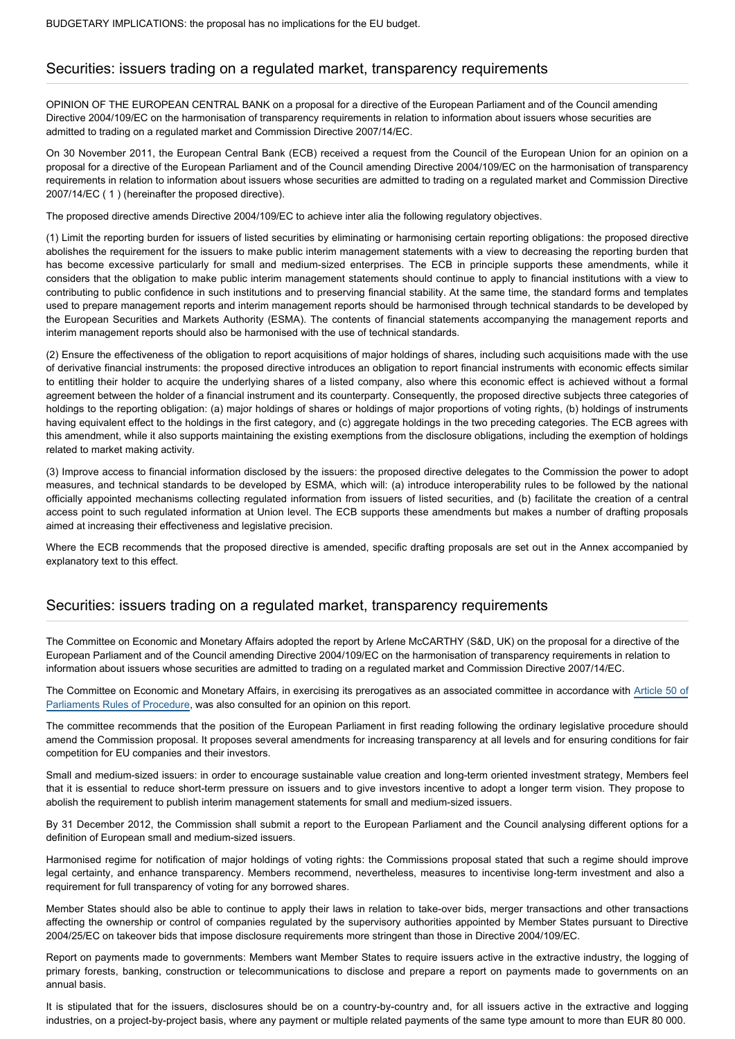BUDGETARY IMPLICATIONS: the proposal has no implications for the EU budget.

## Securities: issuers trading on a regulated market, transparency requirements

OPINION OF THE EUROPEAN CENTRAL BANK on a proposal for a directive of the European Parliament and of the Council amending Directive 2004/109/EC on the harmonisation of transparency requirements in relation to information about issuers whose securities are admitted to trading on a regulated market and Commission Directive 2007/14/EC.

On 30 November 2011, the European Central Bank (ECB) received a request from the Council of the European Union for an opinion on a proposal for a directive of the European Parliament and of the Council amending Directive 2004/109/EC on the harmonisation of transparency requirements in relation to information about issuers whose securities are admitted to trading on a regulated market and Commission Directive 2007/14/EC ( 1 ) (hereinafter the proposed directive).

The proposed directive amends Directive 2004/109/EC to achieve inter alia the following regulatory objectives.

(1) Limit the reporting burden for issuers of listed securities by eliminating or harmonising certain reporting obligations: the proposed directive abolishes the requirement for the issuers to make public interim management statements with a view to decreasing the reporting burden that has become excessive particularly for small and medium-sized enterprises. The ECB in principle supports these amendments, while it considers that the obligation to make public interim management statements should continue to apply to financial institutions with a view to contributing to public confidence in such institutions and to preserving financial stability. At the same time, the standard forms and templates used to prepare management reports and interim management reports should be harmonised through technical standards to be developed by the European Securities and Markets Authority (ESMA). The contents of financial statements accompanying the management reports and interim management reports should also be harmonised with the use of technical standards.

(2) Ensure the effectiveness of the obligation to report acquisitions of major holdings of shares, including such acquisitions made with the use of derivative financial instruments: the proposed directive introduces an obligation to report financial instruments with economic effects similar to entitling their holder to acquire the underlying shares of a listed company, also where this economic effect is achieved without a formal agreement between the holder of a financial instrument and its counterparty. Consequently, the proposed directive subjects three categories of holdings to the reporting obligation: (a) major holdings of shares or holdings of major proportions of voting rights, (b) holdings of instruments having equivalent effect to the holdings in the first category, and (c) aggregate holdings in the two preceding categories. The ECB agrees with this amendment, while it also supports maintaining the existing exemptions from the disclosure obligations, including the exemption of holdings related to market making activity.

(3) Improve access to financial information disclosed by the issuers: the proposed directive delegates to the Commission the power to adopt measures, and technical standards to be developed by ESMA, which will: (a) introduce interoperability rules to be followed by the national officially appointed mechanisms collecting regulated information from issuers of listed securities, and (b) facilitate the creation of a central access point to such regulated information at Union level. The ECB supports these amendments but makes a number of drafting proposals aimed at increasing their effectiveness and legislative precision.

Where the ECB recommends that the proposed directive is amended, specific drafting proposals are set out in the Annex accompanied by explanatory text to this effect.

## Securities: issuers trading on a regulated market, transparency requirements

The Committee on Economic and Monetary Affairs adopted the report by Arlene McCARTHY (S&D, UK) on the proposal for a directive of the European Parliament and of the Council amending Directive 2004/109/EC on the harmonisation of transparency requirements in relation to information about issuers whose securities are admitted to trading on a regulated market and Commission Directive 2007/14/EC.

The Committee on Economic and Monetary Affairs, in exercising its prerogatives as an associated committee in accordance with Article 50 of Parliaments Rules of Procedure, was also consulted for an opinion on this report.

The committee recommends that the position of the European Parliament in first reading following the ordinary legislative procedure should amend the Commission proposal. It proposes several amendments for increasing transparency at all levels and for ensuring conditions for fair competition for EU companies and their investors.

Small and medium-sized issuers: in order to encourage sustainable value creation and long-term oriented investment strategy, Members feel that it is essential to reduce short-term pressure on issuers and to give investors incentive to adopt a longer term vision. They propose to abolish the requirement to publish interim management statements for small and medium-sized issuers.

By 31 December 2012, the Commission shall submit a report to the European Parliament and the Council analysing different options for a definition of European small and medium-sized issuers.

Harmonised regime for notification of major holdings of voting rights: the Commissions proposal stated that such a regime should improve legal certainty, and enhance transparency. Members recommend, nevertheless, measures to incentivise long-term investment and also a requirement for full transparency of voting for any borrowed shares.

Member States should also be able to continue to apply their laws in relation to take-over bids, merger transactions and other transactions affecting the ownership or control of companies regulated by the supervisory authorities appointed by Member States pursuant to Directive 2004/25/EC on takeover bids that impose disclosure requirements more stringent than those in Directive 2004/109/EC.

Report on payments made to governments: Members want Member States to require issuers active in the extractive industry, the logging of primary forests, banking, construction or telecommunications to disclose and prepare a report on payments made to governments on an annual basis.

It is stipulated that for the issuers, disclosures should be on a country-by-country and, for all issuers active in the extractive and logging industries, on a project-by-project basis, where any payment or multiple related payments of the same type amount to more than EUR 80 000.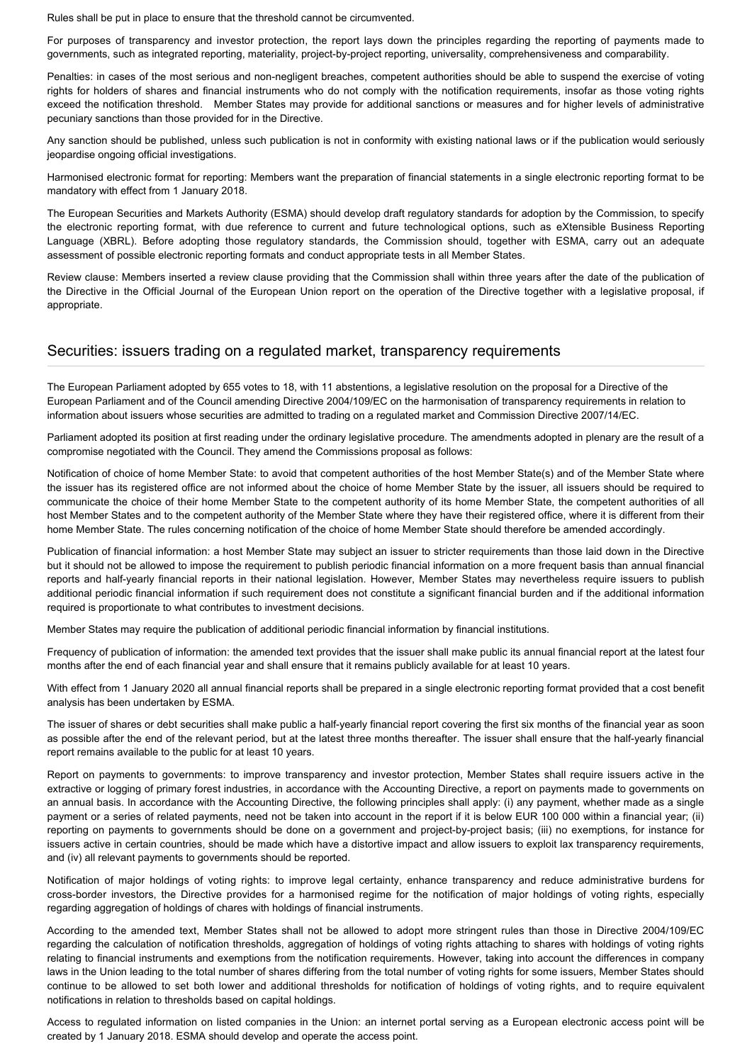Rules shall be put in place to ensure that the threshold cannot be circumvented.

For purposes of transparency and investor protection, the report lays down the principles regarding the reporting of payments made to governments, such as integrated reporting, materiality, project-by-project reporting, universality, comprehensiveness and comparability.

Penalties: in cases of the most serious and non-negligent breaches, competent authorities should be able to suspend the exercise of voting rights for holders of shares and financial instruments who do not comply with the notification requirements, insofar as those voting rights exceed the notification threshold. Member States may provide for additional sanctions or measures and for higher levels of administrative pecuniary sanctions than those provided for in the Directive.

Any sanction should be published, unless such publication is not in conformity with existing national laws or if the publication would seriously jeopardise ongoing official investigations.

Harmonised electronic format for reporting: Members want the preparation of financial statements in a single electronic reporting format to be mandatory with effect from 1 January 2018.

The European Securities and Markets Authority (ESMA) should develop draft regulatory standards for adoption by the Commission, to specify the electronic reporting format, with due reference to current and future technological options, such as eXtensible Business Reporting Language (XBRL). Before adopting those regulatory standards, the Commission should, together with ESMA, carry out an adequate assessment of possible electronic reporting formats and conduct appropriate tests in all Member States.

Review clause: Members inserted a review clause providing that the Commission shall within three years after the date of the publication of the Directive in the Official Journal of the European Union report on the operation of the Directive together with a legislative proposal, if appropriate.

## Securities: issuers trading on a regulated market, transparency requirements

The European Parliament adopted by 655 votes to 18, with 11 abstentions, a legislative resolution on the proposal for a Directive of the European Parliament and of the Council amending Directive 2004/109/EC on the harmonisation of transparency requirements in relation to information about issuers whose securities are admitted to trading on a regulated market and Commission Directive 2007/14/EC.

Parliament adopted its position at first reading under the ordinary legislative procedure. The amendments adopted in plenary are the result of a compromise negotiated with the Council. They amend the Commissions proposal as follows:

Notification of choice of home Member State: to avoid that competent authorities of the host Member State(s) and of the Member State where the issuer has its registered office are not informed about the choice of home Member State by the issuer, all issuers should be required to communicate the choice of their home Member State to the competent authority of its home Member State, the competent authorities of all host Member States and to the competent authority of the Member State where they have their registered office, where it is different from their home Member State. The rules concerning notification of the choice of home Member State should therefore be amended accordingly.

Publication of financial information: a host Member State may subject an issuer to stricter requirements than those laid down in the Directive but it should not be allowed to impose the requirement to publish periodic financial information on a more frequent basis than annual financial reports and half-yearly financial reports in their national legislation. However, Member States may nevertheless require issuers to publish additional periodic financial information if such requirement does not constitute a significant financial burden and if the additional information required is proportionate to what contributes to investment decisions.

Member States may require the publication of additional periodic financial information by financial institutions.

Frequency of publication of information: the amended text provides that the issuer shall make public its annual financial report at the latest four months after the end of each financial year and shall ensure that it remains publicly available for at least 10 years.

With effect from 1 January 2020 all annual financial reports shall be prepared in a single electronic reporting format provided that a cost benefit analysis has been undertaken by ESMA.

The issuer of shares or debt securities shall make public a half-yearly financial report covering the first six months of the financial year as soon as possible after the end of the relevant period, but at the latest three months thereafter. The issuer shall ensure that the half-yearly financial report remains available to the public for at least 10 years.

Report on payments to governments: to improve transparency and investor protection, Member States shall require issuers active in the extractive or logging of primary forest industries, in accordance with the Accounting Directive, a report on payments made to governments on an annual basis. In accordance with the Accounting Directive, the following principles shall apply: (i) any payment, whether made as a single payment or a series of related payments, need not be taken into account in the report if it is below EUR 100 000 within a financial year; (ii) reporting on payments to governments should be done on a government and project-by-project basis; (iii) no exemptions, for instance for issuers active in certain countries, should be made which have a distortive impact and allow issuers to exploit lax transparency requirements, and (iv) all relevant payments to governments should be reported.

Notification of major holdings of voting rights: to improve legal certainty, enhance transparency and reduce administrative burdens for cross-border investors, the Directive provides for a harmonised regime for the notification of major holdings of voting rights, especially regarding aggregation of holdings of chares with holdings of financial instruments.

According to the amended text, Member States shall not be allowed to adopt more stringent rules than those in Directive 2004/109/EC regarding the calculation of notification thresholds, aggregation of holdings of voting rights attaching to shares with holdings of voting rights relating to financial instruments and exemptions from the notification requirements. However, taking into account the differences in company laws in the Union leading to the total number of shares differing from the total number of voting rights for some issuers, Member States should continue to be allowed to set both lower and additional thresholds for notification of holdings of voting rights, and to require equivalent notifications in relation to thresholds based on capital holdings.

Access to regulated information on listed companies in the Union: an internet portal serving as a European electronic access point will be created by 1 January 2018. ESMA should develop and operate the access point.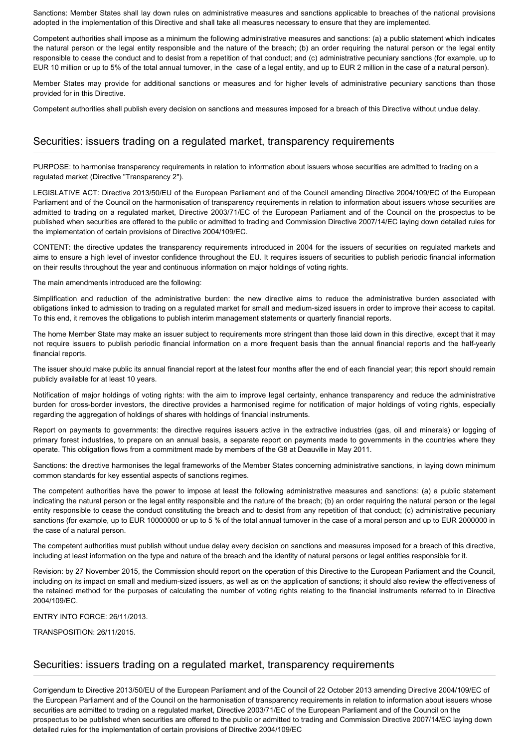Sanctions: Member States shall lay down rules on administrative measures and sanctions applicable to breaches of the national provisions adopted in the implementation of this Directive and shall take all measures necessary to ensure that they are implemented.

Competent authorities shall impose as a minimum the following administrative measures and sanctions: (a) a public statement which indicates the natural person or the legal entity responsible and the nature of the breach; (b) an order requiring the natural person or the legal entity responsible to cease the conduct and to desist from a repetition of that conduct; and (c) administrative pecuniary sanctions (for example, up to EUR 10 million or up to 5% of the total annual turnover, in the case of a legal entity, and up to EUR 2 million in the case of a natural person).

Member States may provide for additional sanctions or measures and for higher levels of administrative pecuniary sanctions than those provided for in this Directive.

Competent authorities shall publish every decision on sanctions and measures imposed for a breach of this Directive without undue delay.

## Securities: issuers trading on a regulated market, transparency requirements

PURPOSE: to harmonise transparency requirements in relation to information about issuers whose securities are admitted to trading on a regulated market (Directive "Transparency 2").

LEGISLATIVE ACT: Directive 2013/50/EU of the European Parliament and of the Council amending Directive 2004/109/EC of the European Parliament and of the Council on the harmonisation of transparency requirements in relation to information about issuers whose securities are admitted to trading on a regulated market, Directive 2003/71/EC of the European Parliament and of the Council on the prospectus to be published when securities are offered to the public or admitted to trading and Commission Directive 2007/14/EC laying down detailed rules for the implementation of certain provisions of Directive 2004/109/EC.

CONTENT: the directive updates the transparency requirements introduced in 2004 for the issuers of securities on regulated markets and aims to ensure a high level of investor confidence throughout the EU. It requires issuers of securities to publish periodic financial information on their results throughout the year and continuous information on major holdings of voting rights.

The main amendments introduced are the following:

Simplification and reduction of the administrative burden: the new directive aims to reduce the administrative burden associated with obligations linked to admission to trading on a regulated market for small and medium-sized issuers in order to improve their access to capital. To this end, it removes the obligations to publish interim management statements or quarterly financial reports.

The home Member State may make an issuer subject to requirements more stringent than those laid down in this directive, except that it may not require issuers to publish periodic financial information on a more frequent basis than the annual financial reports and the half-yearly financial reports.

The issuer should make public its annual financial report at the latest four months after the end of each financial year; this report should remain publicly available for at least 10 years.

Notification of major holdings of voting rights: with the aim to improve legal certainty, enhance transparency and reduce the administrative burden for cross-border investors, the directive provides a harmonised regime for notification of major holdings of voting rights, especially regarding the aggregation of holdings of shares with holdings of financial instruments.

Report on payments to governments: the directive requires issuers active in the extractive industries (gas, oil and minerals) or logging of primary forest industries, to prepare on an annual basis, a separate report on payments made to governments in the countries where they operate. This obligation flows from a commitment made by members of the G8 at Deauville in May 2011.

Sanctions: the directive harmonises the legal frameworks of the Member States concerning administrative sanctions, in laying down minimum common standards for key essential aspects of sanctions regimes.

The competent authorities have the power to impose at least the following administrative measures and sanctions: (a) a public statement indicating the natural person or the legal entity responsible and the nature of the breach; (b) an order requiring the natural person or the legal entity responsible to cease the conduct constituting the breach and to desist from any repetition of that conduct; (c) administrative pecuniary sanctions (for example, up to EUR 10000000 or up to 5 % of the total annual turnover in the case of a moral person and up to EUR 2000000 in the case of a natural person.

The competent authorities must publish without undue delay every decision on sanctions and measures imposed for a breach of this directive, including at least information on the type and nature of the breach and the identity of natural persons or legal entities responsible for it.

Revision: by 27 November 2015, the Commission should report on the operation of this Directive to the European Parliament and the Council, including on its impact on small and medium-sized issuers, as well as on the application of sanctions; it should also review the effectiveness of the retained method for the purposes of calculating the number of voting rights relating to the financial instruments referred to in Directive 2004/109/EC.

ENTRY INTO FORCE: 26/11/2013.

TRANSPOSITION: 26/11/2015.

## Securities: issuers trading on a regulated market, transparency requirements

Corrigendum to Directive 2013/50/EU of the European Parliament and of the Council of 22 October 2013 amending Directive 2004/109/EC of the European Parliament and of the Council on the harmonisation of transparency requirements in relation to information about issuers whose securities are admitted to trading on a regulated market, Directive 2003/71/EC of the European Parliament and of the Council on the prospectus to be published when securities are offered to the public or admitted to trading and Commission Directive 2007/14/EC laying down detailed rules for the implementation of certain provisions of Directive 2004/109/EC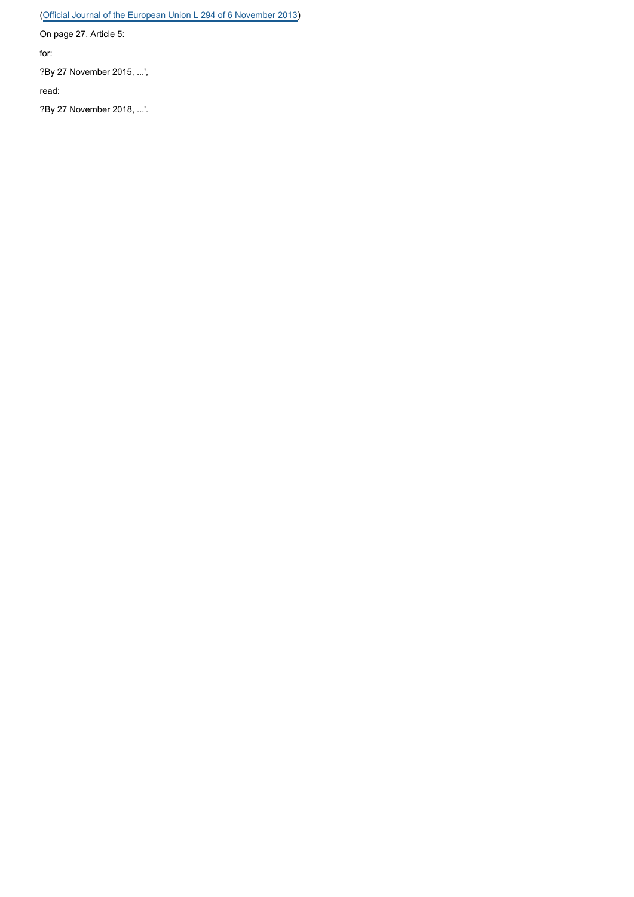(Official Journal of the European Union L 294 of 6 November 2013)

On page 27, Article 5:

for:

?By 27 November 2015, ...',

read:

?By 27 November 2018, ...'.